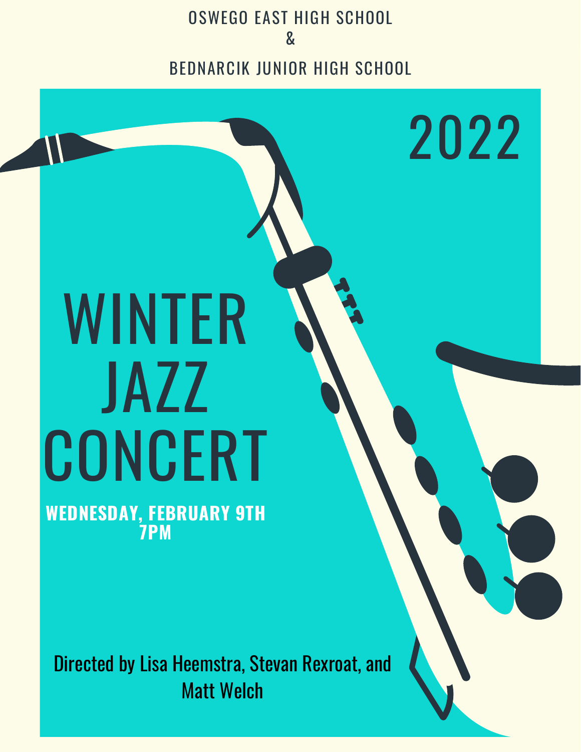OSWEGO EAST HIGH SCHOOL

&

BEDNARCIK JUNIOR HIGH SCHOOL

2022

# WINTER JAZZ CONCERT

**WEDNESDAY, FEBRUARY 9TH**
**7PM**

Directed by Lisa Heemstra, Stevan Rexroat, and Matt Welch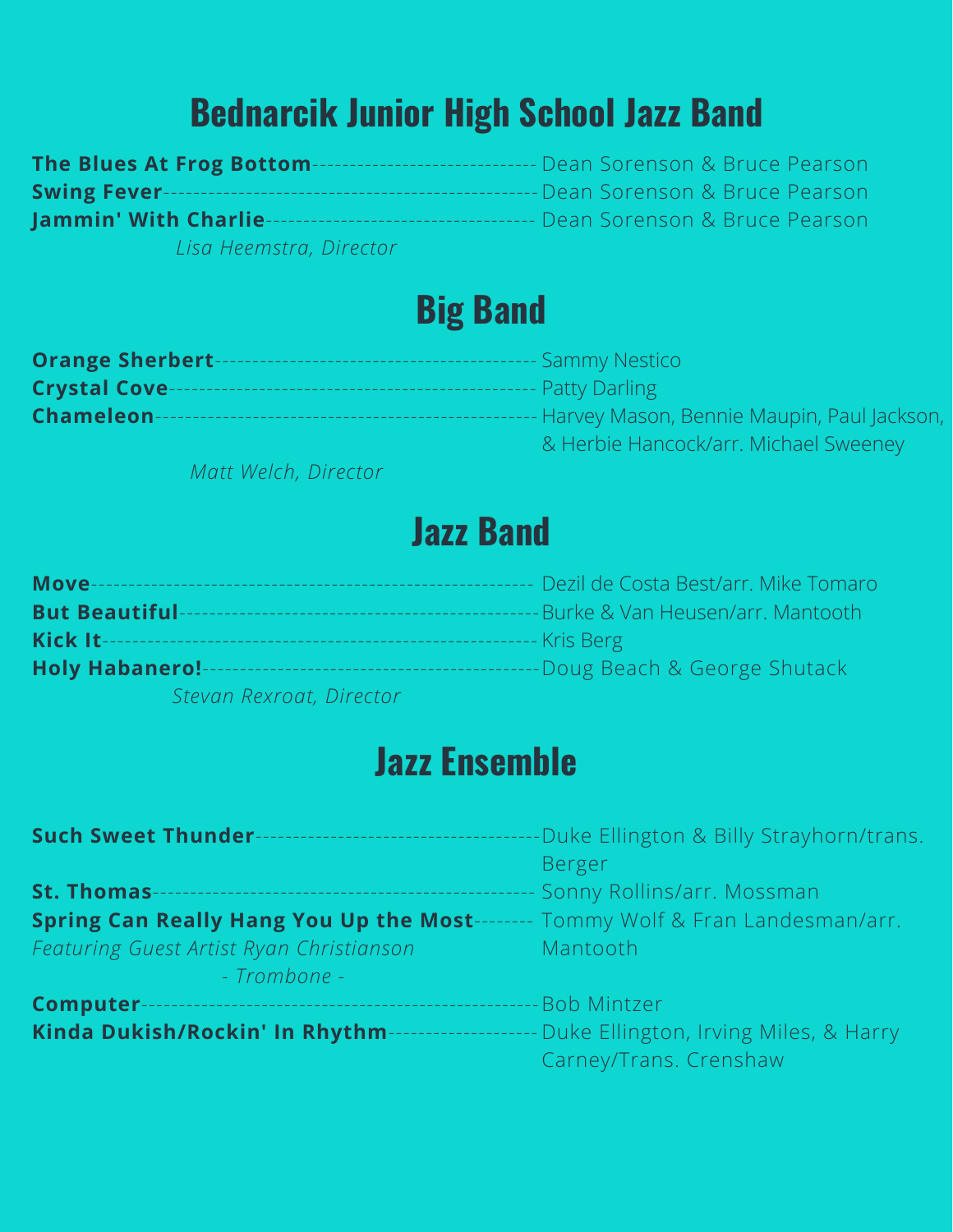## Bednarcik Junior High School Jazz Band

**The Blues At Frog Bottom**------------------------------ Dean Sorenson & Bruce Pearson
**Swing Fever**------------------------------------------------Dean Sorenson & Bruce Pearson
**Jammin' With Charlie**------------------------------------ Dean Sorenson & Bruce Pearson

*Lisa Heemstra, Director*

## Big Band

**Orange Sherbert**------------------------------------------ Sammy Nestico
**Crystal Cove**-------------------------------------------------- Patty Darling
**Chameleon**--------------------------------------------------Harvey Mason, Bennie Maupin, Paul Jackson, & Herbie Hancock/arr. Michael Sweeney

*Matt Welch, Director*

## Jazz Band

**Move**------------------------------------------------------------ Dezil de Costa Best/arr. Mike Tomaro
**But Beautiful**----------------------------------------------Burke & Van Heusen/arr. Mantooth
**Kick It**----------------------------------------------------------Kris Berg
**Holy Habanero!**-------------------------------------------Doug Beach & George Shutack

*Stevan Rexroat, Director*

## Jazz Ensemble

**Such Sweet Thunder**--------------------------------------Duke Ellington & Billy Strayhorn/trans. Berger
**St. Thomas**------------------------------------------------- Sonny Rollins/arr. Mossman
**Spring Can Really Hang You Up the Most**-------- Tommy Wolf & Fran Landesman/arr. Mantooth

*Featuring Guest Artist Ryan Christianson*
*- Trombone -*

**Computer**----------------------------------------------------Bob Mintzer
**Kinda Dukish/Rockin' In Rhythm**--------------------Duke Ellington, Irving Miles, & Harry Carney/Trans. Crenshaw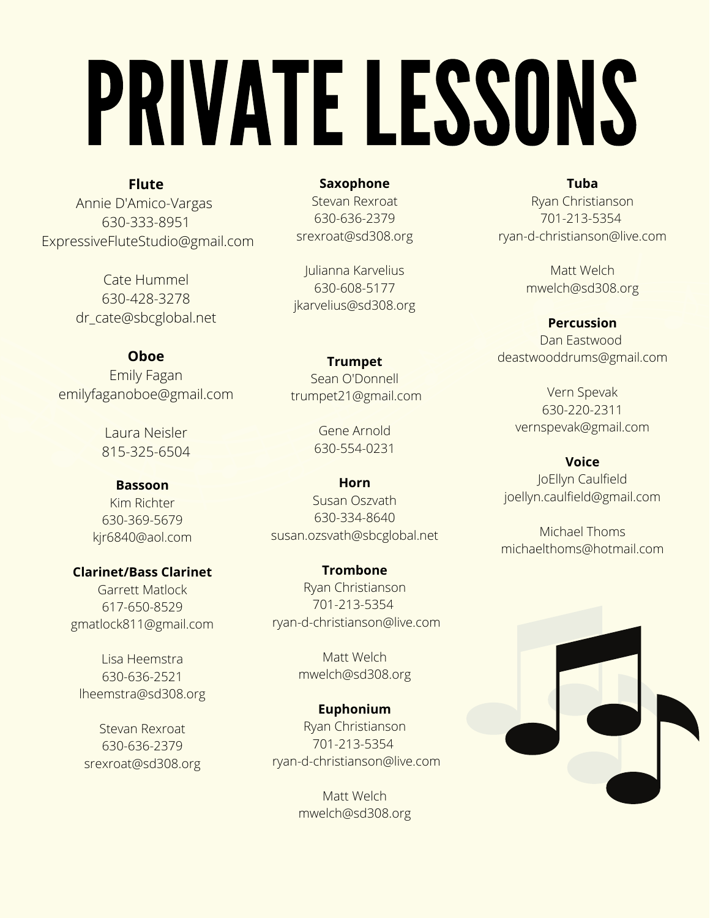# PRIVATE LESSONS

**Flute**

Annie D'Amico-Vargas
630-333-8951
ExpressiveFluteStudio@gmail.com

Cate Hummel
630-428-3278
dr_cate@sbcglobal.net

**Oboe**

Emily Fagan
emilyfaganoboe@gmail.com

Laura Neisler
815-325-6504

**Bassoon**

Kim Richter
630-369-5679
kjr6840@aol.com

**Clarinet/Bass Clarinet**

Garrett Matlock
617-650-8529
gmatlock811@gmail.com

Lisa Heemstra
630-636-2521
lheemstra@sd308.org

Stevan Rexroat
630-636-2379
srexroat@sd308.org

**Saxophone**

Stevan Rexroat
630-636-2379
srexroat@sd308.org

Julianna Karvelius
630-608-5177
jkarvelius@sd308.org

**Trumpet**

Sean O'Donnell
trumpet21@gmail.com

Gene Arnold
630-554-0231

**Horn**

Susan Oszvath
630-334-8640
susan.ozsvath@sbcglobal.net

**Trombone**

Ryan Christianson
701-213-5354
ryan-d-christianson@live.com

Matt Welch
mwelch@sd308.org

**Euphonium**

Ryan Christianson
701-213-5354
ryan-d-christianson@live.com

Matt Welch
mwelch@sd308.org

**Tuba**

Ryan Christianson
701-213-5354
ryan-d-christianson@live.com

Matt Welch
mwelch@sd308.org

**Percussion**

Dan Eastwood
deastwooddrums@gmail.com

Vern Spevak
630-220-2311
vernspevak@gmail.com

**Voice**

JoEllyn Caulfield
joellyn.caulfield@gmail.com

Michael Thoms
michaelthoms@hotmail.com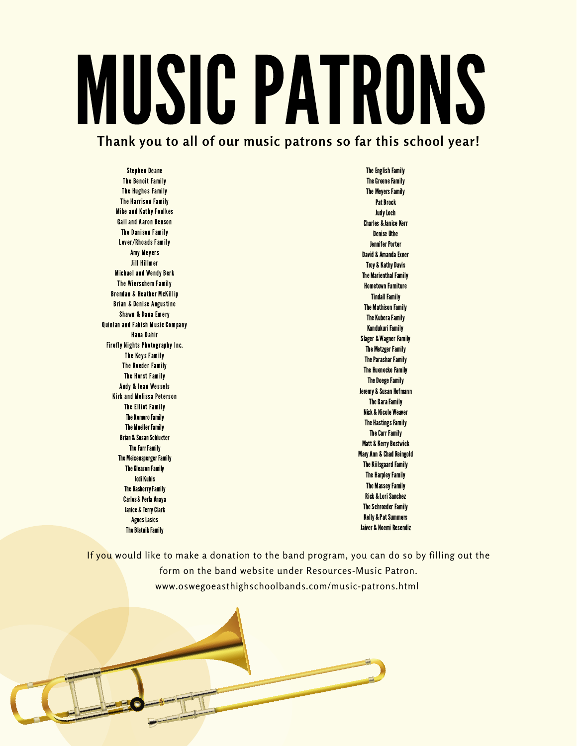# MUSIC PATRONS

**Thank you to all of our music patrons so far this school year!**

Stephen Deane
The Benoit Family
The Hughes Family
The Harrison Family
Mike and Kathy Foulkes
Gail and Aaron Benson
The Danison Family
Lever/Rhoads Family
Amy Meyers
Jill Hillmer
Michael and Wendy Berk
The Wierschem Family
Brendan & Heather McKillip
Brian & Denise Augustine
Shawn & Dana Emery
Quinlan and Fabish Music Company
Hana Dahir
Firefly Nights Photography Inc.
The Keys Family
The Roeder Family
The Horst Family
Andy & Jean Wessels
Kirk and Melissa Peterson
The Elliot Family
The Romero Family
The Mueller Family
Brian & Susan Schlueter
The Farr Family
The Meixensperger Family
The Gleason Family
Jodi Kubis
The Rasberry Family
Carlos & Perla Anaya
Janice & Terry Clark
Agnes Lasics
The Blatnik Family

The English Family
The Greene Family
The Meyers Family
Pat Brock
Judy Loch
Charles & Janice Kerr
Denise Uthe
Jennifer Porter
David & Amanda Exner
Troy & Kathy Davis
The Marienthal Family
Hometown Furniture
Tindall Family
The Mathison Family
The Kubera Family
Kandukuri Family
Slager & Wagner Family
The Metzger Family
The Parashar Family
The Huenecke Family
The Doege Family
Jeremy & Susan Hofmann
The Gara Family
Nick & Nicole Weaver
The Hastings Family
The Carr Family
Matt & Kerry Bostwick
Mary Ann & Chad Reingold
The Kiilsgaard Family
The Harpley Family
The Massey Family
Rick & Lori Sanchez
The Schroeder Family
Kelly & Pat Summers
Jaiver & Noemi Resendiz

If you would like to make a donation to the band program, you can do so by filling out the form on the band website under Resources-Music Patron.
www.oswegoeasthighschoolbands.com/music-patrons.html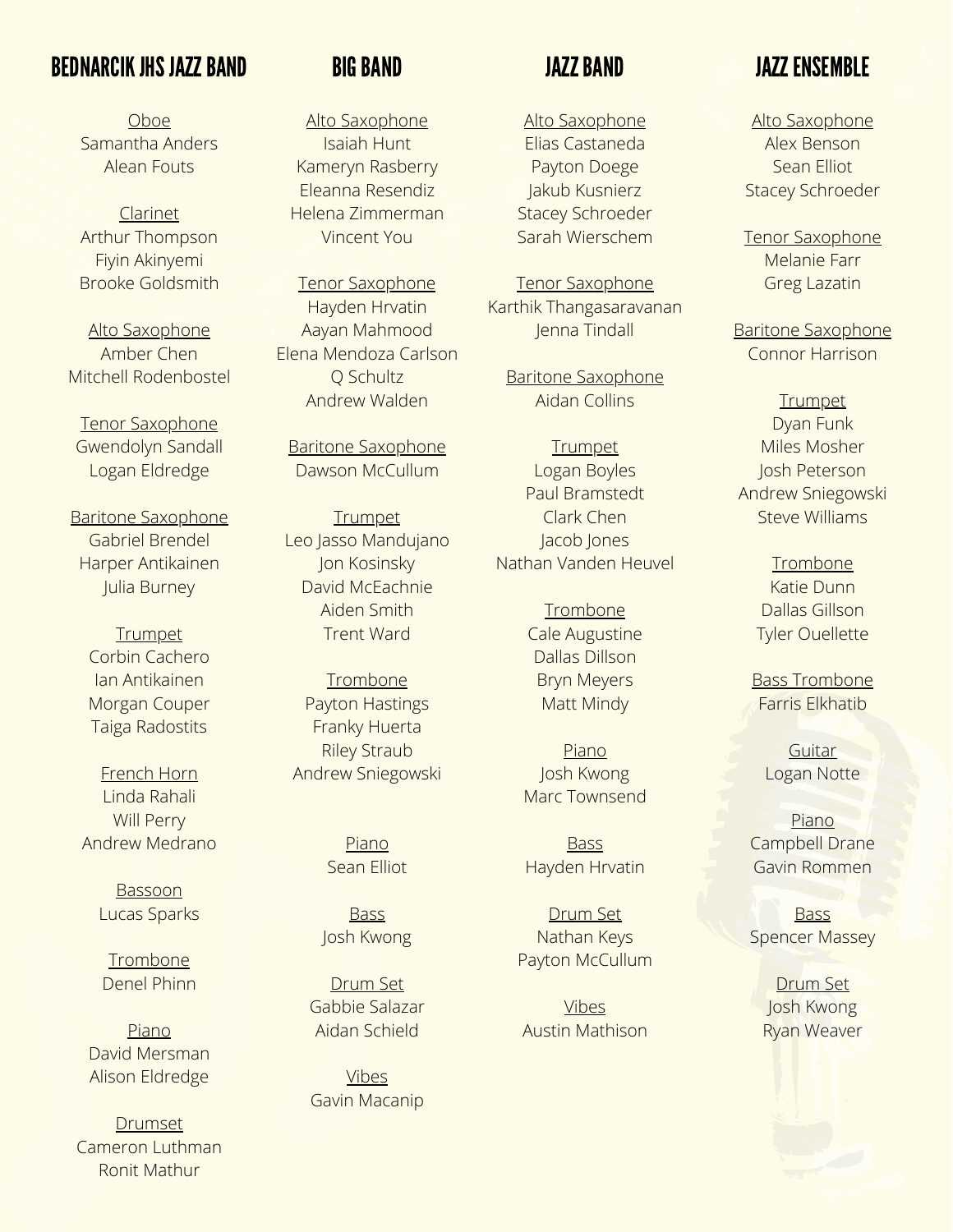## BEDNARCIK JHS JAZZ BAND

Oboe
Samantha Anders
Alean Fouts

Clarinet
Arthur Thompson
Fiyin Akinyemi
Brooke Goldsmith

Alto Saxophone
Amber Chen
Mitchell Rodenbostel

Tenor Saxophone
Gwendolyn Sandall
Logan Eldredge

Baritone Saxophone
Gabriel Brendel
Harper Antikainen
Julia Burney

Trumpet
Corbin Cachero
Ian Antikainen
Morgan Couper
Taiga Radostits

French Horn
Linda Rahali
Will Perry
Andrew Medrano

Bassoon
Lucas Sparks

Trombone
Denel Phinn

Piano
David Mersman
Alison Eldredge

Drumset
Cameron Luthman
Ronit Mathur

## BIG BAND

Alto Saxophone
Isaiah Hunt
Kameryn Rasberry
Eleanna Resendiz
Helena Zimmerman
Vincent You

Tenor Saxophone
Hayden Hrvatin
Aayan Mahmood
Elena Mendoza Carlson
Q Schultz
Andrew Walden

Baritone Saxophone
Dawson McCullum

Trumpet
Leo Jasso Mandujano
Jon Kosinsky
David McEachnie
Aiden Smith
Trent Ward

Trombone
Payton Hastings
Franky Huerta
Riley Straub
Andrew Sniegowski

Piano
Sean Elliot

Bass
Josh Kwong

Drum Set
Gabbie Salazar
Aidan Schield

Vibes
Gavin Macanip

## JAZZ BAND

Alto Saxophone
Elias Castaneda
Payton Doege
Jakub Kusnierz
Stacey Schroeder
Sarah Wierschem

Tenor Saxophone
Karthik Thangasaravanan
Jenna Tindall

Baritone Saxophone
Aidan Collins

Trumpet
Logan Boyles
Paul Bramstedt
Clark Chen
Jacob Jones
Nathan Vanden Heuvel

Trombone
Cale Augustine
Dallas Dillson
Bryn Meyers
Matt Mindy

Piano
Josh Kwong
Marc Townsend

Bass
Hayden Hrvatin

Drum Set
Nathan Keys
Payton McCullum

Vibes
Austin Mathison

## JAZZ ENSEMBLE

Alto Saxophone
Alex Benson
Sean Elliot
Stacey Schroeder

Tenor Saxophone
Melanie Farr
Greg Lazatin

Baritone Saxophone
Connor Harrison

Trumpet
Dyan Funk
Miles Mosher
Josh Peterson
Andrew Sniegowski
Steve Williams

Trombone
Katie Dunn
Dallas Gillson
Tyler Ouellette

Bass Trombone
Farris Elkhatib

Guitar
Logan Notte

Piano
Campbell Drane
Gavin Rommen

Bass
Spencer Massey

Drum Set
Josh Kwong
Ryan Weaver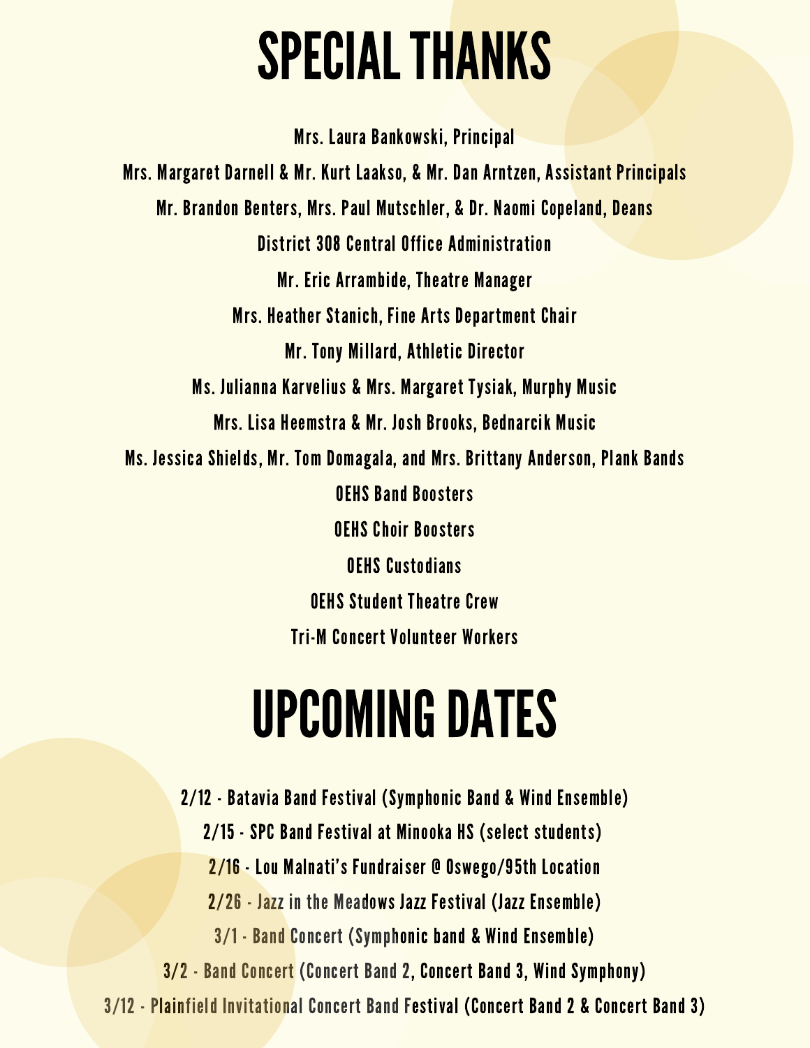# SPECIAL THANKS

Mrs. Laura Bankowski, Principal

Mrs. Margaret Darnell & Mr. Kurt Laakso, & Mr. Dan Arntzen, Assistant Principals

Mr. Brandon Benters, Mrs. Paul Mutschler, & Dr. Naomi Copeland, Deans

District 308 Central Office Administration

Mr. Eric Arrambide, Theatre Manager

Mrs. Heather Stanich, Fine Arts Department Chair

Mr. Tony Millard, Athletic Director

Ms. Julianna Karvelius & Mrs. Margaret Tysiak, Murphy Music

Mrs. Lisa Heemstra & Mr. Josh Brooks, Bednarcik Music

Ms. Jessica Shields, Mr. Tom Domagala, and Mrs. Brittany Anderson, Plank Bands

OEHS Band Boosters

OEHS Choir Boosters

OEHS Custodians

OEHS Student Theatre Crew

Tri-M Concert Volunteer Workers

# UPCOMING DATES

2/12 - Batavia Band Festival (Symphonic Band & Wind Ensemble)

2/15 - SPC Band Festival at Minooka HS (select students)

2/16 - Lou Malnati's Fundraiser @ Oswego/95th Location

2/26 - Jazz in the Meadows Jazz Festival (Jazz Ensemble)

3/1 - Band Concert (Symphonic band & Wind Ensemble)

3/2 - Band Concert (Concert Band 2, Concert Band 3, Wind Symphony)

3/12 - Plainfield Invitational Concert Band Festival (Concert Band 2 & Concert Band 3)